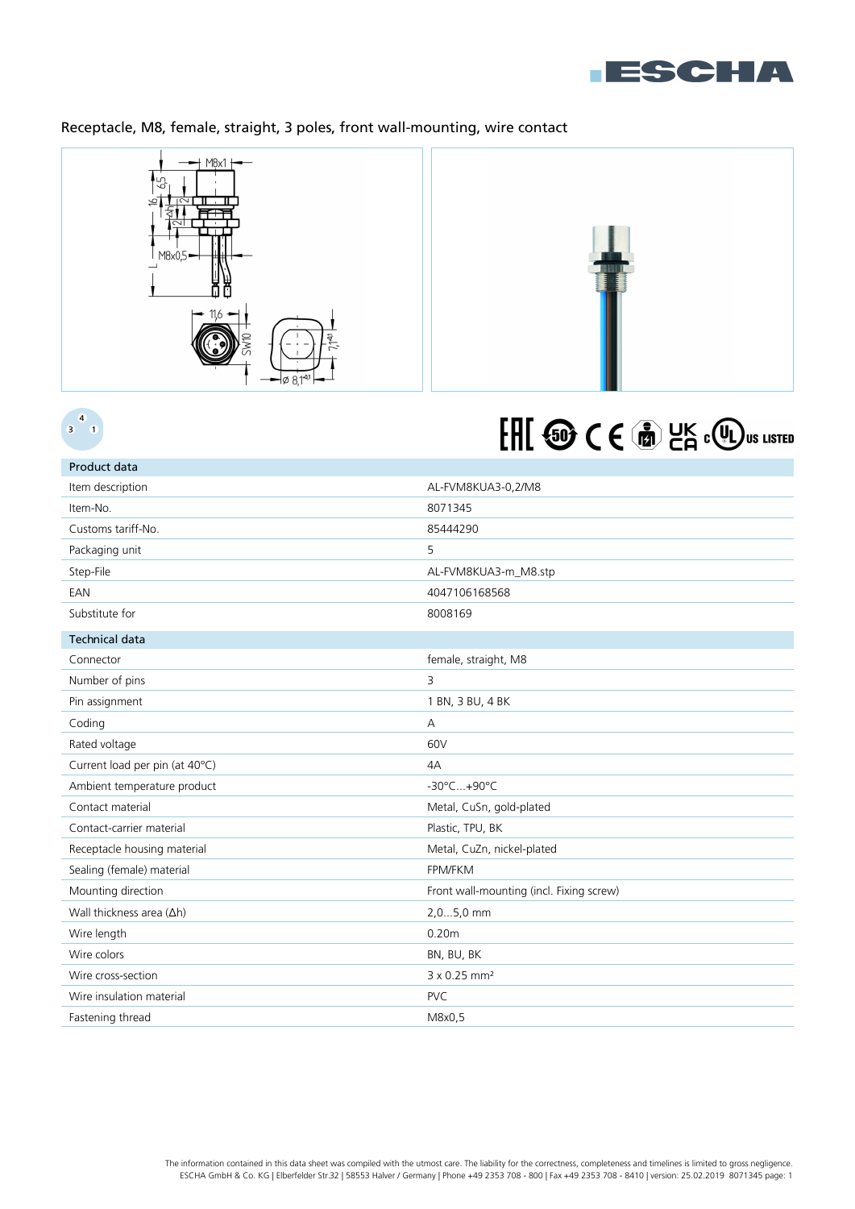# Receptacle, M8, female, straight, 3 poles, front wall-mounting, wire contact

M8x1

6,5

16

2

Δh

2

M8x0,5

L

11,6

SW10

7,1[±0,1]

ø 8,1[±0,1]

4

3 1

| Product data | |
|---|---|
| Item description | AL-FVM8KUA3-0,2/M8 |
| Item-No. | 8071345 |
| Customs tariff-No. | 85444290 |
| Packaging unit | 5 |
| Step-File | AL-FVM8KUA3-m_M8.stp |
| EAN | 4047106168568 |
| Substitute for | 8008169 |

| Technical data | |
|---|---|
| Connector | female, straight, M8 |
| Number of pins | 3 |
| Pin assignment | 1 BN, 3 BU, 4 BK |
| Coding | A |
| Rated voltage | 60V |
| Current load per pin (at 40°C) | 4A |
| Ambient temperature product | -30°C...+90°C |
| Contact material | Metal, CuSn, gold-plated |
| Contact-carrier material | Plastic, TPU, BK |
| Receptacle housing material | Metal, CuZn, nickel-plated |
| Sealing (female) material | FPM/FKM |
| Mounting direction | Front wall-mounting (incl. Fixing screw) |
| Wall thickness area (Δh) | 2,0...5,0 mm |
| Wire length | 0.20m |
| Wire colors | BN, BU, BK |
| Wire cross-section | 3 x 0.25 mm² |
| Wire insulation material | PVC |
| Fastening thread | M8x0,5 |

The information contained in this data sheet was compiled with the utmost care. The liability for the correctness, completeness and timelines is limited to gross negligence.
ESCHA GmbH & Co. KG | Elberfelder Str.32 | 58553 Halver / Germany | Phone +49 2353 708 - 800 | Fax +49 2353 708 - 8410 | version: 25.02.2019 8071345 page: 1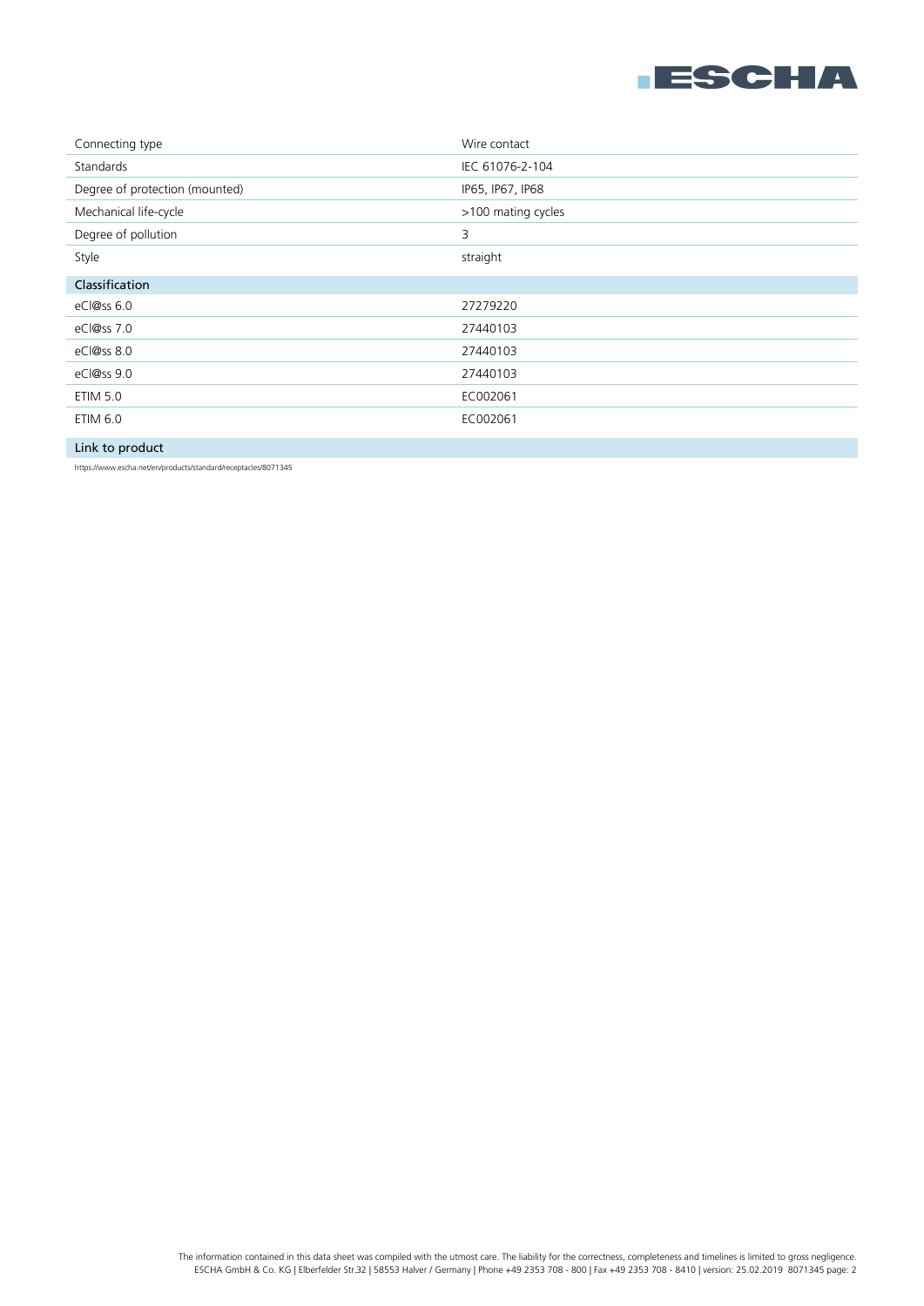| | |
|---|---|
| Connecting type | Wire contact |
| Standards | IEC 61076-2-104 |
| Degree of protection (mounted) | IP65, IP67, IP68 |
| Mechanical life-cycle | >100 mating cycles |
| Degree of pollution | 3 |
| Style | straight |

## Classification

| | |
|---|---|
| eCl@ss 6.0 | 27279220 |
| eCl@ss 7.0 | 27440103 |
| eCl@ss 8.0 | 27440103 |
| eCl@ss 9.0 | 27440103 |
| ETIM 5.0 | EC002061 |
| ETIM 6.0 | EC002061 |

## Link to product

https://www.escha.net/en/products/standard/receptacles/8071345

The information contained in this data sheet was compiled with the utmost care. The liability for the correctness, completeness and timelines is limited to gross negligence.
ESCHA GmbH & Co. KG | Elberfelder Str.32 | 58553 Halver / Germany | Phone +49 2353 708 - 800 | Fax +49 2353 708 - 8410 | version: 25.02.2019 8071345